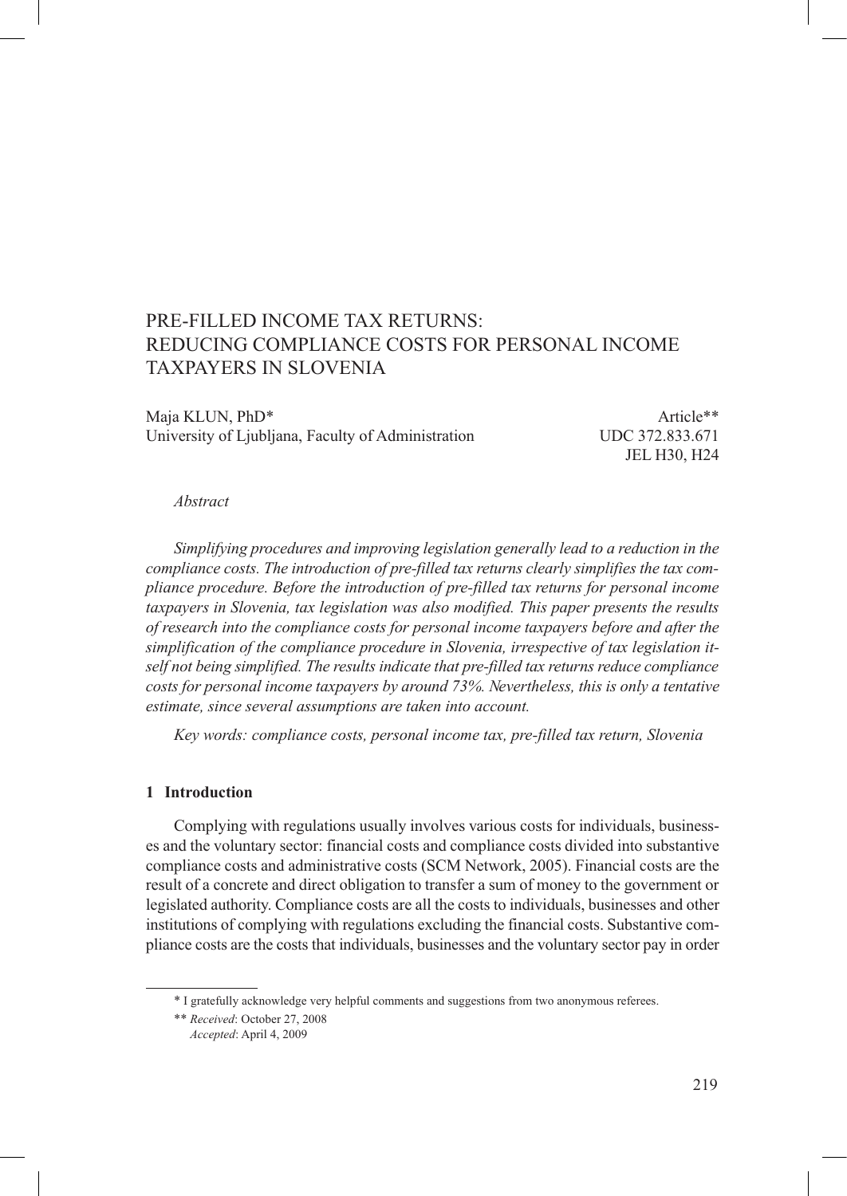# PRE-FILLED INCOME TAX RETURNS: REDUCING COMPLIANCE COSTS FOR PERSONAL INCOME TAXPAYERS IN SLOVENIA

Maja KLUN, PhD*
University of Ljubljana, Faculty of Administration

Article**
UDC 372.833.671
JEL H30, H24

*Abstract*

*Simplifying procedures and improving legislation generally lead to a reduction in the compliance costs. The introduction of pre-filled tax returns clearly simplifies the tax compliance procedure. Before the introduction of pre-filled tax returns for personal income taxpayers in Slovenia, tax legislation was also modified. This paper presents the results of research into the compliance costs for personal income taxpayers before and after the simplification of the compliance procedure in Slovenia, irrespective of tax legislation itself not being simplified. The results indicate that pre-filled tax returns reduce compliance costs for personal income taxpayers by around 73%. Nevertheless, this is only a tentative estimate, since several assumptions are taken into account.*

*Key words: compliance costs, personal income tax, pre-filled tax return, Slovenia*

## 1 Introduction

Complying with regulations usually involves various costs for individuals, businesses and the voluntary sector: financial costs and compliance costs divided into substantive compliance costs and administrative costs (SCM Network, 2005). Financial costs are the result of a concrete and direct obligation to transfer a sum of money to the government or legislated authority. Compliance costs are all the costs to individuals, businesses and other institutions of complying with regulations excluding the financial costs. Substantive compliance costs are the costs that individuals, businesses and the voluntary sector pay in order

---

\* I gratefully acknowledge very helpful comments and suggestions from two anonymous referees.

\*\* *Received*: October 27, 2008
*Accepted*: April 4, 2009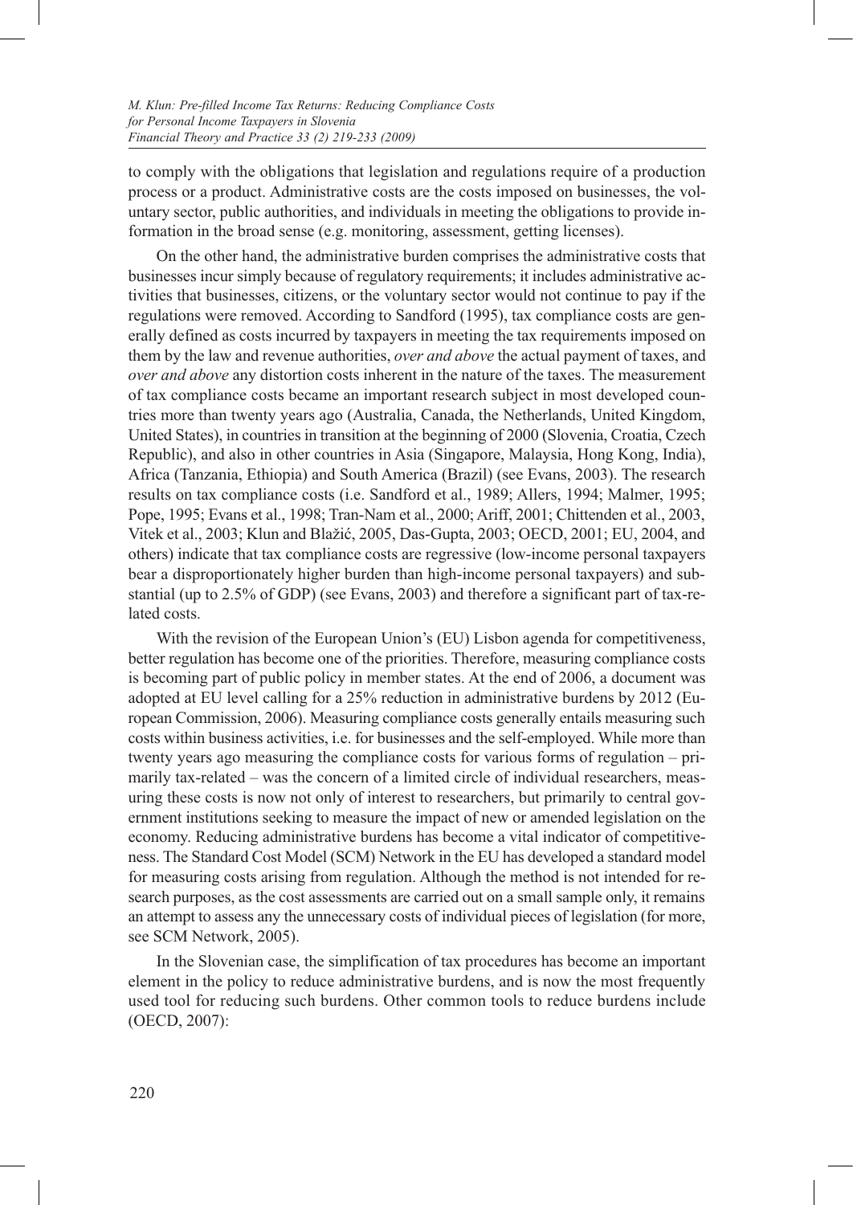to comply with the obligations that legislation and regulations require of a production process or a product. Administrative costs are the costs imposed on businesses, the voluntary sector, public authorities, and individuals in meeting the obligations to provide information in the broad sense (e.g. monitoring, assessment, getting licenses).

On the other hand, the administrative burden comprises the administrative costs that businesses incur simply because of regulatory requirements; it includes administrative activities that businesses, citizens, or the voluntary sector would not continue to pay if the regulations were removed. According to Sandford (1995), tax compliance costs are generally defined as costs incurred by taxpayers in meeting the tax requirements imposed on them by the law and revenue authorities, *over and above* the actual payment of taxes, and *over and above* any distortion costs inherent in the nature of the taxes. The measurement of tax compliance costs became an important research subject in most developed countries more than twenty years ago (Australia, Canada, the Netherlands, United Kingdom, United States), in countries in transition at the beginning of 2000 (Slovenia, Croatia, Czech Republic), and also in other countries in Asia (Singapore, Malaysia, Hong Kong, India), Africa (Tanzania, Ethiopia) and South America (Brazil) (see Evans, 2003). The research results on tax compliance costs (i.e. Sandford et al., 1989; Allers, 1994; Malmer, 1995; Pope, 1995; Evans et al., 1998; Tran-Nam et al., 2000; Ariff, 2001; Chittenden et al., 2003, Vitek et al., 2003; Klun and Blažić, 2005, Das-Gupta, 2003; OECD, 2001; EU, 2004, and others) indicate that tax compliance costs are regressive (low-income personal taxpayers bear a disproportionately higher burden than high-income personal taxpayers) and substantial (up to 2.5% of GDP) (see Evans, 2003) and therefore a significant part of tax-related costs.

With the revision of the European Union's (EU) Lisbon agenda for competitiveness, better regulation has become one of the priorities. Therefore, measuring compliance costs is becoming part of public policy in member states. At the end of 2006, a document was adopted at EU level calling for a 25% reduction in administrative burdens by 2012 (European Commission, 2006). Measuring compliance costs generally entails measuring such costs within business activities, i.e. for businesses and the self-employed. While more than twenty years ago measuring the compliance costs for various forms of regulation – primarily tax-related – was the concern of a limited circle of individual researchers, measuring these costs is now not only of interest to researchers, but primarily to central government institutions seeking to measure the impact of new or amended legislation on the economy. Reducing administrative burdens has become a vital indicator of competitiveness. The Standard Cost Model (SCM) Network in the EU has developed a standard model for measuring costs arising from regulation. Although the method is not intended for research purposes, as the cost assessments are carried out on a small sample only, it remains an attempt to assess any the unnecessary costs of individual pieces of legislation (for more, see SCM Network, 2005).

In the Slovenian case, the simplification of tax procedures has become an important element in the policy to reduce administrative burdens, and is now the most frequently used tool for reducing such burdens. Other common tools to reduce burdens include (OECD, 2007):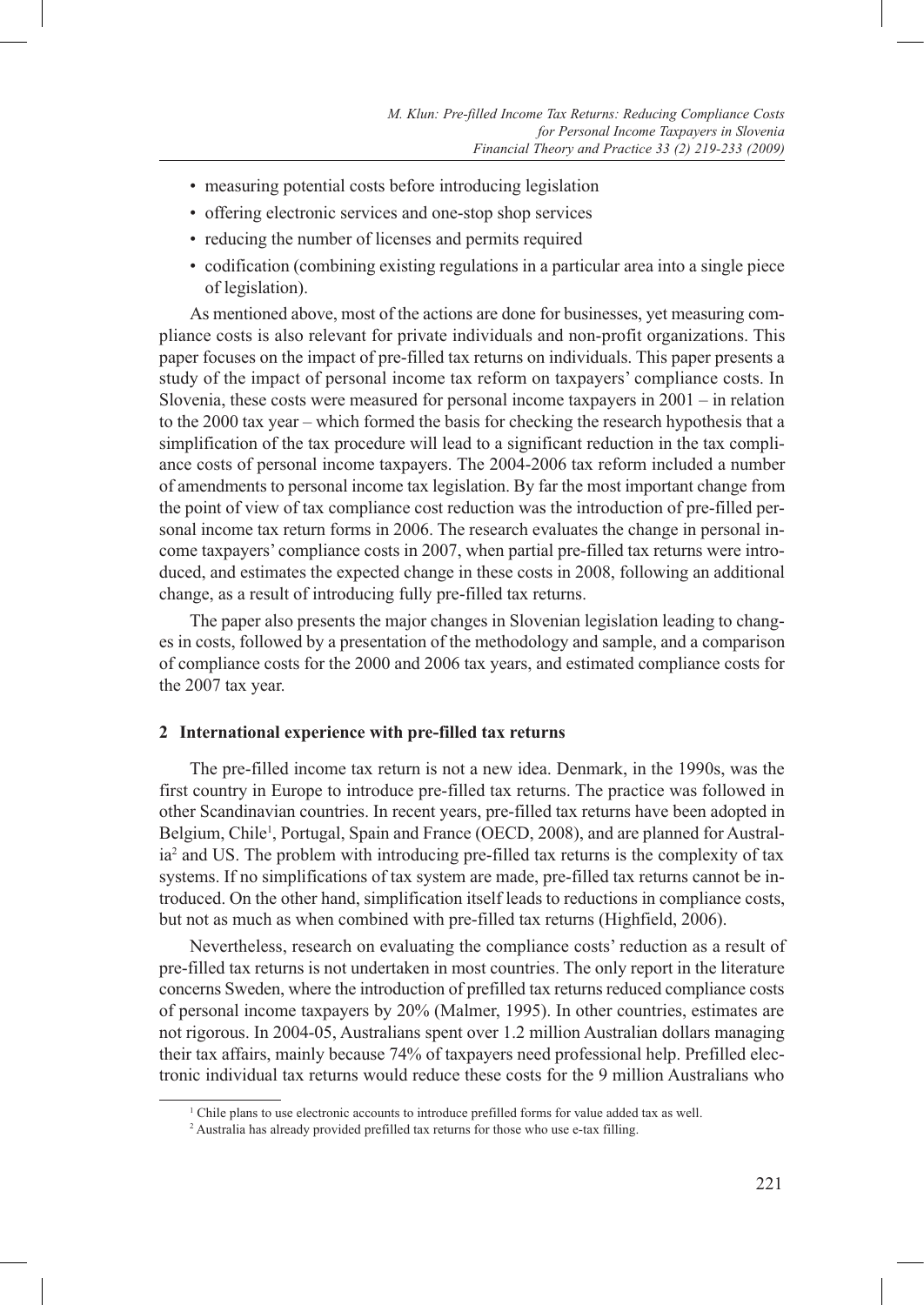- measuring potential costs before introducing legislation
- offering electronic services and one-stop shop services
- reducing the number of licenses and permits required
- codification (combining existing regulations in a particular area into a single piece of legislation).

As mentioned above, most of the actions are done for businesses, yet measuring compliance costs is also relevant for private individuals and non-profit organizations. This paper focuses on the impact of pre-filled tax returns on individuals. This paper presents a study of the impact of personal income tax reform on taxpayers' compliance costs. In Slovenia, these costs were measured for personal income taxpayers in 2001 – in relation to the 2000 tax year – which formed the basis for checking the research hypothesis that a simplification of the tax procedure will lead to a significant reduction in the tax compliance costs of personal income taxpayers. The 2004-2006 tax reform included a number of amendments to personal income tax legislation. By far the most important change from the point of view of tax compliance cost reduction was the introduction of pre-filled personal income tax return forms in 2006. The research evaluates the change in personal income taxpayers' compliance costs in 2007, when partial pre-filled tax returns were introduced, and estimates the expected change in these costs in 2008, following an additional change, as a result of introducing fully pre-filled tax returns.

The paper also presents the major changes in Slovenian legislation leading to changes in costs, followed by a presentation of the methodology and sample, and a comparison of compliance costs for the 2000 and 2006 tax years, and estimated compliance costs for the 2007 tax year.

## 2 International experience with pre-filled tax returns

The pre-filled income tax return is not a new idea. Denmark, in the 1990s, was the first country in Europe to introduce pre-filled tax returns. The practice was followed in other Scandinavian countries. In recent years, pre-filled tax returns have been adopted in Belgium, Chile[1], Portugal, Spain and France (OECD, 2008), and are planned for Australia[2] and US. The problem with introducing pre-filled tax returns is the complexity of tax systems. If no simplifications of tax system are made, pre-filled tax returns cannot be introduced. On the other hand, simplification itself leads to reductions in compliance costs, but not as much as when combined with pre-filled tax returns (Highfield, 2006).

Nevertheless, research on evaluating the compliance costs' reduction as a result of pre-filled tax returns is not undertaken in most countries. The only report in the literature concerns Sweden, where the introduction of prefilled tax returns reduced compliance costs of personal income taxpayers by 20% (Malmer, 1995). In other countries, estimates are not rigorous. In 2004-05, Australians spent over 1.2 million Australian dollars managing their tax affairs, mainly because 74% of taxpayers need professional help. Prefilled electronic individual tax returns would reduce these costs for the 9 million Australians who

[1] Chile plans to use electronic accounts to introduce prefilled forms for value added tax as well.

[2] Australia has already provided prefilled tax returns for those who use e-tax filling.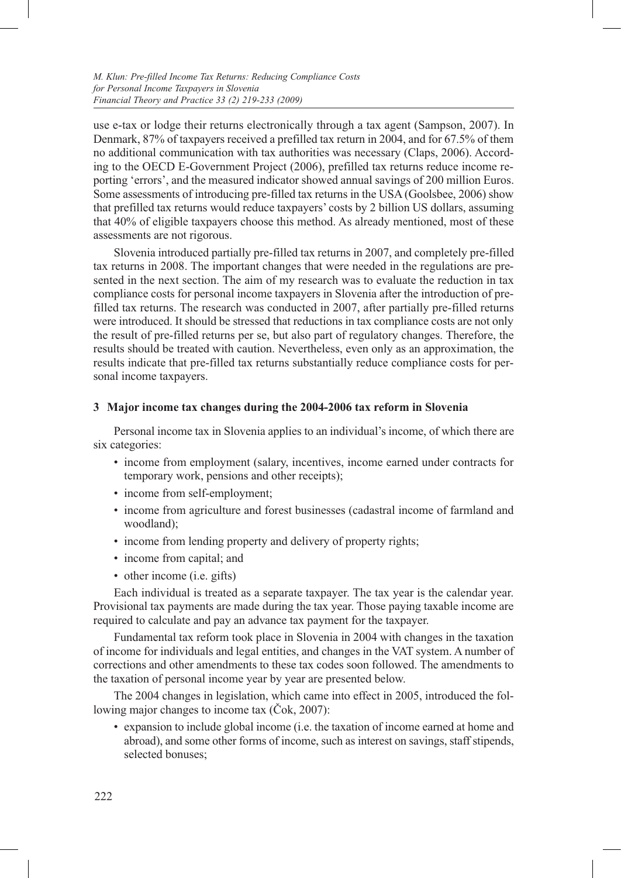use e-tax or lodge their returns electronically through a tax agent (Sampson, 2007). In Denmark, 87% of taxpayers received a prefilled tax return in 2004, and for 67.5% of them no additional communication with tax authorities was necessary (Claps, 2006). According to the OECD E-Government Project (2006), prefilled tax returns reduce income reporting 'errors', and the measured indicator showed annual savings of 200 million Euros. Some assessments of introducing pre-filled tax returns in the USA (Goolsbee, 2006) show that prefilled tax returns would reduce taxpayers' costs by 2 billion US dollars, assuming that 40% of eligible taxpayers choose this method. As already mentioned, most of these assessments are not rigorous.

Slovenia introduced partially pre-filled tax returns in 2007, and completely pre-filled tax returns in 2008. The important changes that were needed in the regulations are presented in the next section. The aim of my research was to evaluate the reduction in tax compliance costs for personal income taxpayers in Slovenia after the introduction of pre-filled tax returns. The research was conducted in 2007, after partially pre-filled returns were introduced. It should be stressed that reductions in tax compliance costs are not only the result of pre-filled returns per se, but also part of regulatory changes. Therefore, the results should be treated with caution. Nevertheless, even only as an approximation, the results indicate that pre-filled tax returns substantially reduce compliance costs for personal income taxpayers.

## 3 Major income tax changes during the 2004-2006 tax reform in Slovenia

Personal income tax in Slovenia applies to an individual's income, of which there are six categories:

- income from employment (salary, incentives, income earned under contracts for temporary work, pensions and other receipts);
- income from self-employment;
- income from agriculture and forest businesses (cadastral income of farmland and woodland);
- income from lending property and delivery of property rights;
- income from capital; and
- other income (i.e. gifts)

Each individual is treated as a separate taxpayer. The tax year is the calendar year. Provisional tax payments are made during the tax year. Those paying taxable income are required to calculate and pay an advance tax payment for the taxpayer.

Fundamental tax reform took place in Slovenia in 2004 with changes in the taxation of income for individuals and legal entities, and changes in the VAT system. A number of corrections and other amendments to these tax codes soon followed. The amendments to the taxation of personal income year by year are presented below.

The 2004 changes in legislation, which came into effect in 2005, introduced the following major changes to income tax (Čok, 2007):

- expansion to include global income (i.e. the taxation of income earned at home and abroad), and some other forms of income, such as interest on savings, staff stipends, selected bonuses;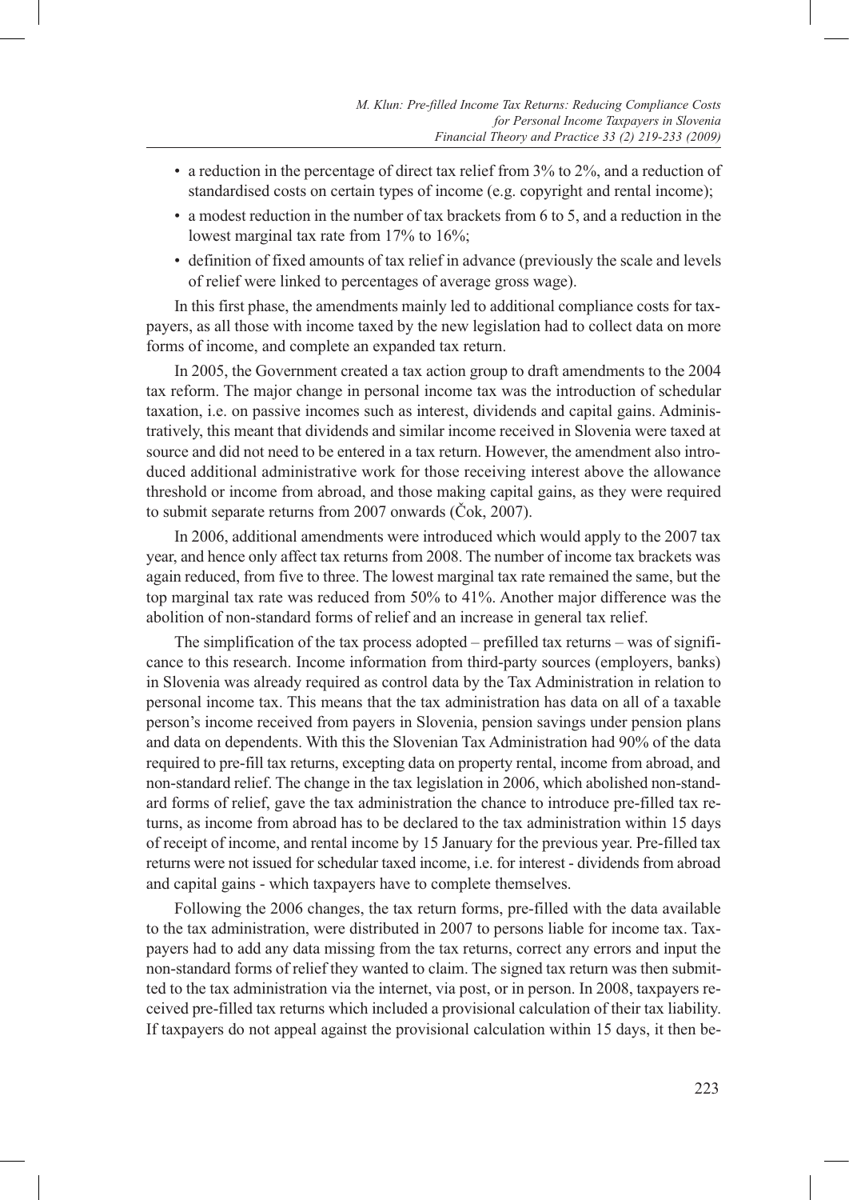- a reduction in the percentage of direct tax relief from 3% to 2%, and a reduction of standardised costs on certain types of income (e.g. copyright and rental income);
- a modest reduction in the number of tax brackets from 6 to 5, and a reduction in the lowest marginal tax rate from 17% to 16%;
- definition of fixed amounts of tax relief in advance (previously the scale and levels of relief were linked to percentages of average gross wage).

In this first phase, the amendments mainly led to additional compliance costs for taxpayers, as all those with income taxed by the new legislation had to collect data on more forms of income, and complete an expanded tax return.

In 2005, the Government created a tax action group to draft amendments to the 2004 tax reform. The major change in personal income tax was the introduction of schedular taxation, i.e. on passive incomes such as interest, dividends and capital gains. Administratively, this meant that dividends and similar income received in Slovenia were taxed at source and did not need to be entered in a tax return. However, the amendment also introduced additional administrative work for those receiving interest above the allowance threshold or income from abroad, and those making capital gains, as they were required to submit separate returns from 2007 onwards (Čok, 2007).

In 2006, additional amendments were introduced which would apply to the 2007 tax year, and hence only affect tax returns from 2008. The number of income tax brackets was again reduced, from five to three. The lowest marginal tax rate remained the same, but the top marginal tax rate was reduced from 50% to 41%. Another major difference was the abolition of non-standard forms of relief and an increase in general tax relief.

The simplification of the tax process adopted – prefilled tax returns – was of significance to this research. Income information from third-party sources (employers, banks) in Slovenia was already required as control data by the Tax Administration in relation to personal income tax. This means that the tax administration has data on all of a taxable person's income received from payers in Slovenia, pension savings under pension plans and data on dependents. With this the Slovenian Tax Administration had 90% of the data required to pre-fill tax returns, excepting data on property rental, income from abroad, and non-standard relief. The change in the tax legislation in 2006, which abolished non-standard forms of relief, gave the tax administration the chance to introduce pre-filled tax returns, as income from abroad has to be declared to the tax administration within 15 days of receipt of income, and rental income by 15 January for the previous year. Pre-filled tax returns were not issued for schedular taxed income, i.e. for interest - dividends from abroad and capital gains - which taxpayers have to complete themselves.

Following the 2006 changes, the tax return forms, pre-filled with the data available to the tax administration, were distributed in 2007 to persons liable for income tax. Taxpayers had to add any data missing from the tax returns, correct any errors and input the non-standard forms of relief they wanted to claim. The signed tax return was then submitted to the tax administration via the internet, via post, or in person. In 2008, taxpayers received pre-filled tax returns which included a provisional calculation of their tax liability. If taxpayers do not appeal against the provisional calculation within 15 days, it then be-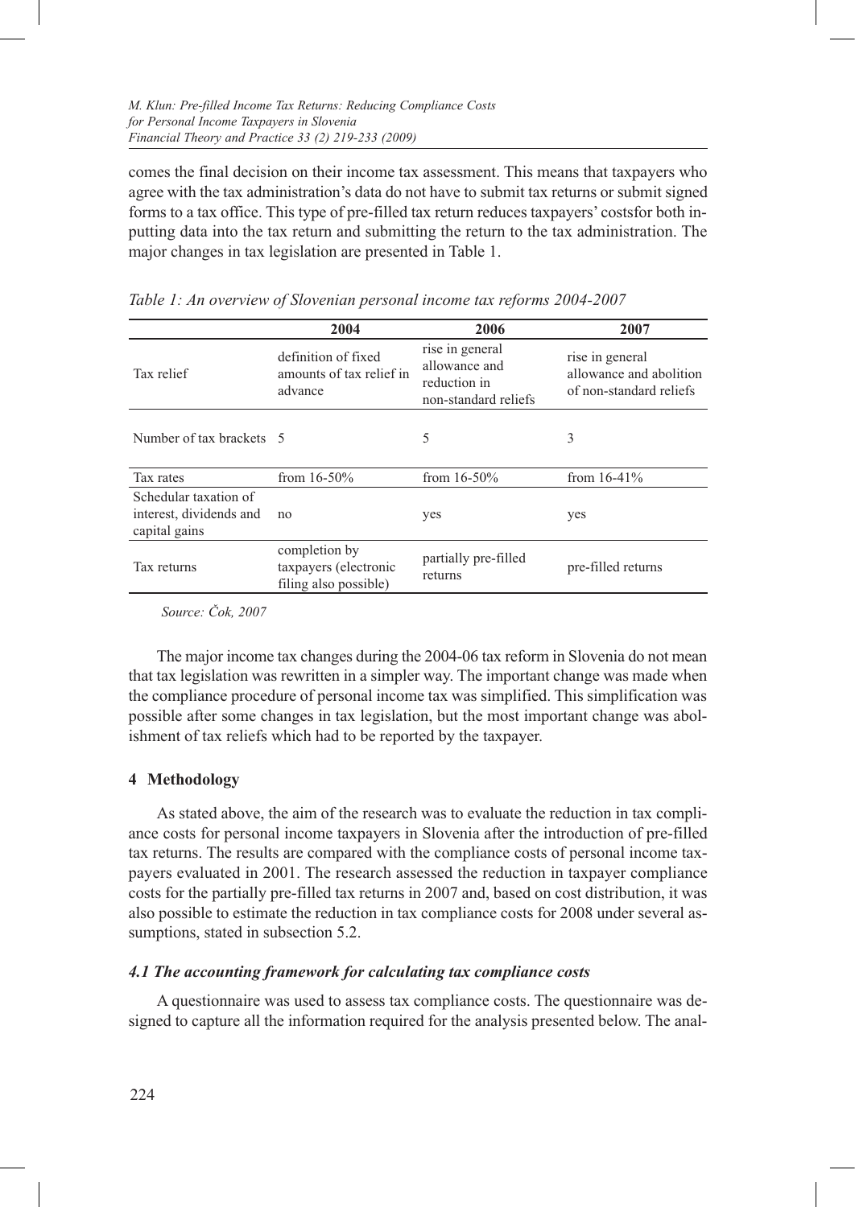comes the final decision on their income tax assessment. This means that taxpayers who agree with the tax administration's data do not have to submit tax returns or submit signed forms to a tax office. This type of pre-filled tax return reduces taxpayers' costsfor both inputting data into the tax return and submitting the return to the tax administration. The major changes in tax legislation are presented in Table 1.

*Table 1: An overview of Slovenian personal income tax reforms 2004-2007*

| | 2004 | 2006 | 2007 |
|---|---|---|---|
| Tax relief | definition of fixed amounts of tax relief in advance | rise in general allowance and reduction in non-standard reliefs | rise in general allowance and abolition of non-standard reliefs |
| Number of tax brackets | 5 | 5 | 3 |
| Tax rates | from 16-50% | from 16-50% | from 16-41% |
| Schedular taxation of interest, dividends and capital gains | no | yes | yes |
| Tax returns | completion by taxpayers (electronic filing also possible) | partially pre-filled returns | pre-filled returns |

*Source: Čok, 2007*

The major income tax changes during the 2004-06 tax reform in Slovenia do not mean that tax legislation was rewritten in a simpler way. The important change was made when the compliance procedure of personal income tax was simplified. This simplification was possible after some changes in tax legislation, but the most important change was abolishment of tax reliefs which had to be reported by the taxpayer.

## 4 Methodology

As stated above, the aim of the research was to evaluate the reduction in tax compliance costs for personal income taxpayers in Slovenia after the introduction of pre-filled tax returns. The results are compared with the compliance costs of personal income taxpayers evaluated in 2001. The research assessed the reduction in taxpayer compliance costs for the partially pre-filled tax returns in 2007 and, based on cost distribution, it was also possible to estimate the reduction in tax compliance costs for 2008 under several assumptions, stated in subsection 5.2.

### *4.1 The accounting framework for calculating tax compliance costs*

A questionnaire was used to assess tax compliance costs. The questionnaire was designed to capture all the information required for the analysis presented below. The anal-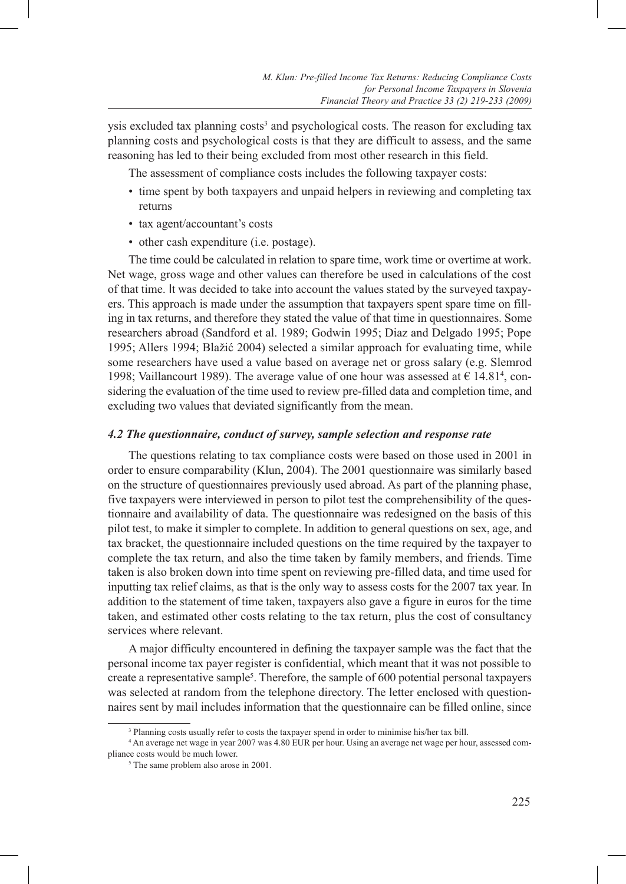ysis excluded tax planning costs[3] and psychological costs. The reason for excluding tax planning costs and psychological costs is that they are difficult to assess, and the same reasoning has led to their being excluded from most other research in this field.

The assessment of compliance costs includes the following taxpayer costs:

- time spent by both taxpayers and unpaid helpers in reviewing and completing tax returns
- tax agent/accountant's costs
- other cash expenditure (i.e. postage).

The time could be calculated in relation to spare time, work time or overtime at work. Net wage, gross wage and other values can therefore be used in calculations of the cost of that time. It was decided to take into account the values stated by the surveyed taxpayers. This approach is made under the assumption that taxpayers spent spare time on filling in tax returns, and therefore they stated the value of that time in questionnaires. Some researchers abroad (Sandford et al. 1989; Godwin 1995; Diaz and Delgado 1995; Pope 1995; Allers 1994; Blažić 2004) selected a similar approach for evaluating time, while some researchers have used a value based on average net or gross salary (e.g. Slemrod 1998; Vaillancourt 1989). The average value of one hour was assessed at € 14.81[4], considering the evaluation of the time used to review pre-filled data and completion time, and excluding two values that deviated significantly from the mean.

#### *4.2 The questionnaire, conduct of survey, sample selection and response rate*

The questions relating to tax compliance costs were based on those used in 2001 in order to ensure comparability (Klun, 2004). The 2001 questionnaire was similarly based on the structure of questionnaires previously used abroad. As part of the planning phase, five taxpayers were interviewed in person to pilot test the comprehensibility of the questionnaire and availability of data. The questionnaire was redesigned on the basis of this pilot test, to make it simpler to complete. In addition to general questions on sex, age, and tax bracket, the questionnaire included questions on the time required by the taxpayer to complete the tax return, and also the time taken by family members, and friends. Time taken is also broken down into time spent on reviewing pre-filled data, and time used for inputting tax relief claims, as that is the only way to assess costs for the 2007 tax year. In addition to the statement of time taken, taxpayers also gave a figure in euros for the time taken, and estimated other costs relating to the tax return, plus the cost of consultancy services where relevant.

A major difficulty encountered in defining the taxpayer sample was the fact that the personal income tax payer register is confidential, which meant that it was not possible to create a representative sample[5]. Therefore, the sample of 600 potential personal taxpayers was selected at random from the telephone directory. The letter enclosed with questionnaires sent by mail includes information that the questionnaire can be filled online, since

---

[3] Planning costs usually refer to costs the taxpayer spend in order to minimise his/her tax bill.

[4] An average net wage in year 2007 was 4.80 EUR per hour. Using an average net wage per hour, assessed compliance costs would be much lower.

[5] The same problem also arose in 2001.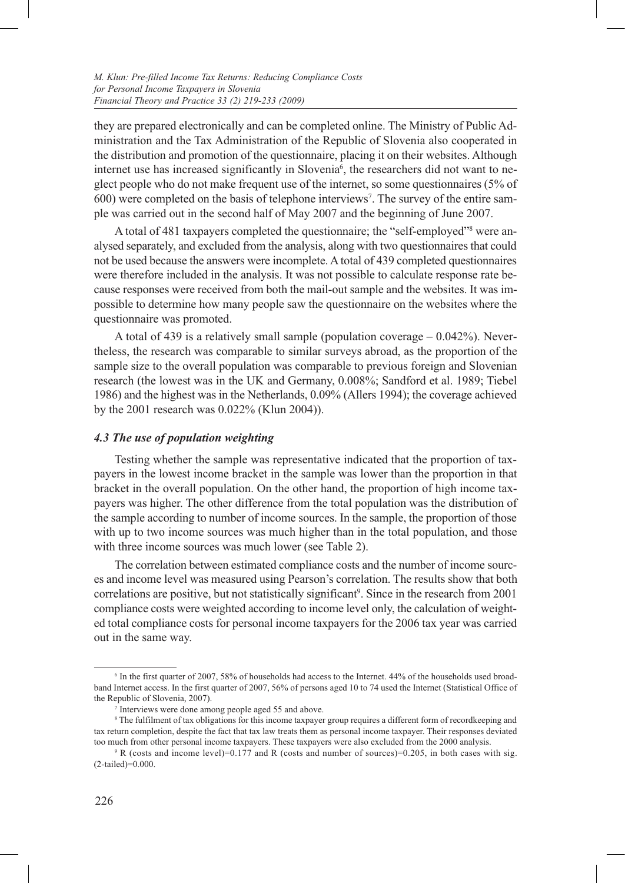they are prepared electronically and can be completed online. The Ministry of Public Administration and the Tax Administration of the Republic of Slovenia also cooperated in the distribution and promotion of the questionnaire, placing it on their websites. Although internet use has increased significantly in Slovenia[6], the researchers did not want to neglect people who do not make frequent use of the internet, so some questionnaires (5% of 600) were completed on the basis of telephone interviews[7]. The survey of the entire sample was carried out in the second half of May 2007 and the beginning of June 2007.

A total of 481 taxpayers completed the questionnaire; the "self-employed"[8] were analysed separately, and excluded from the analysis, along with two questionnaires that could not be used because the answers were incomplete. A total of 439 completed questionnaires were therefore included in the analysis. It was not possible to calculate response rate because responses were received from both the mail-out sample and the websites. It was impossible to determine how many people saw the questionnaire on the websites where the questionnaire was promoted.

A total of 439 is a relatively small sample (population coverage – 0.042%). Nevertheless, the research was comparable to similar surveys abroad, as the proportion of the sample size to the overall population was comparable to previous foreign and Slovenian research (the lowest was in the UK and Germany, 0.008%; Sandford et al. 1989; Tiebel 1986) and the highest was in the Netherlands, 0.09% (Allers 1994); the coverage achieved by the 2001 research was 0.022% (Klun 2004)).

### *4.3 The use of population weighting*

Testing whether the sample was representative indicated that the proportion of taxpayers in the lowest income bracket in the sample was lower than the proportion in that bracket in the overall population. On the other hand, the proportion of high income taxpayers was higher. The other difference from the total population was the distribution of the sample according to number of income sources. In the sample, the proportion of those with up to two income sources was much higher than in the total population, and those with three income sources was much lower (see Table 2).

The correlation between estimated compliance costs and the number of income sources and income level was measured using Pearson's correlation. The results show that both correlations are positive, but not statistically significant[9]. Since in the research from 2001 compliance costs were weighted according to income level only, the calculation of weighted total compliance costs for personal income taxpayers for the 2006 tax year was carried out in the same way.

---

[6] In the first quarter of 2007, 58% of households had access to the Internet. 44% of the households used broadband Internet access. In the first quarter of 2007, 56% of persons aged 10 to 74 used the Internet (Statistical Office of the Republic of Slovenia, 2007).

[7] Interviews were done among people aged 55 and above.

[8] The fulfilment of tax obligations for this income taxpayer group requires a different form of recordkeeping and tax return completion, despite the fact that tax law treats them as personal income taxpayer. Their responses deviated too much from other personal income taxpayers. These taxpayers were also excluded from the 2000 analysis.

[9] R (costs and income level)=0.177 and R (costs and number of sources)=0.205, in both cases with sig. (2-tailed)=0.000.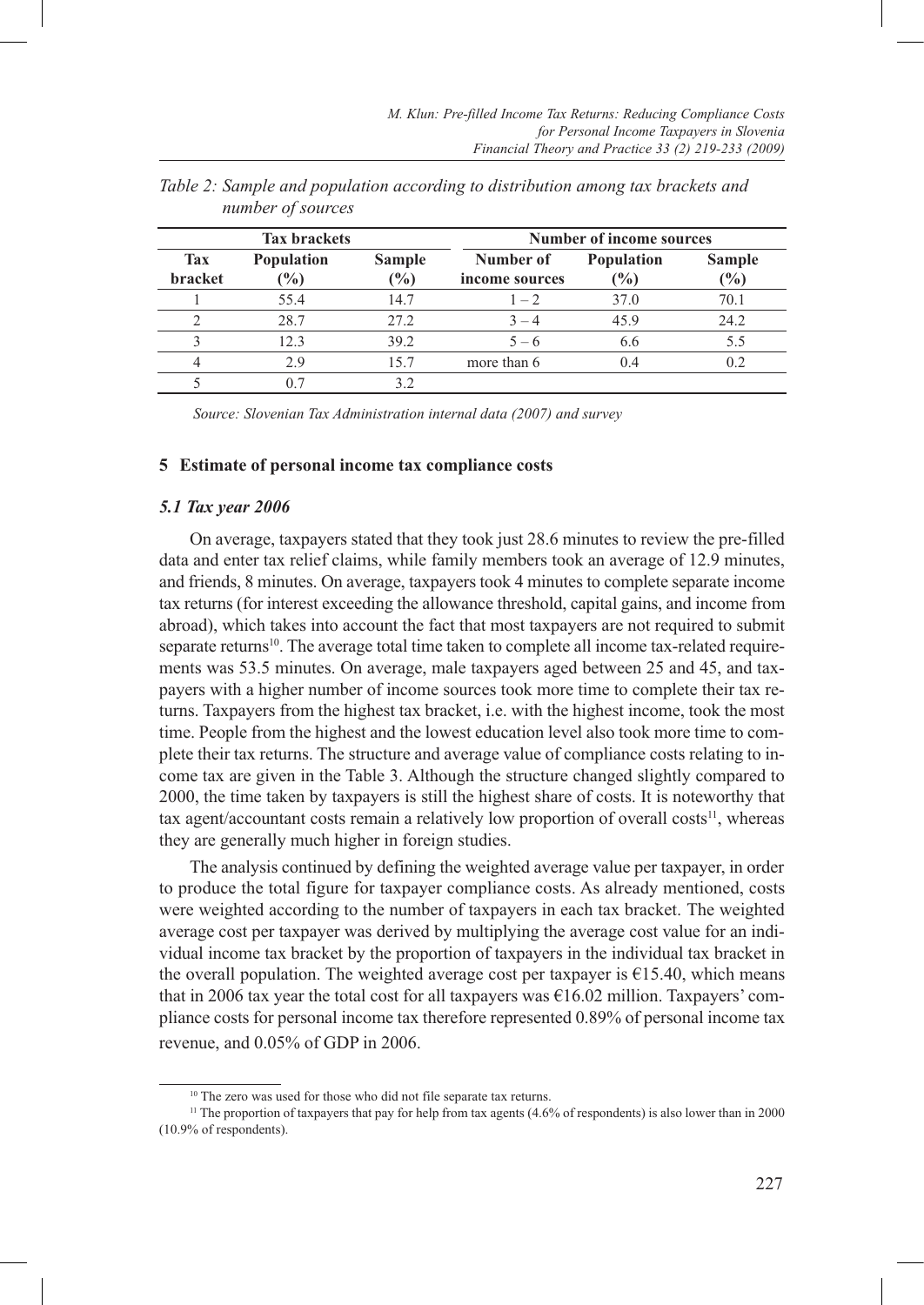*Table 2: Sample and population according to distribution among tax brackets and number of sources*

| Tax brackets | | | Number of income sources | | |
|---|---|---|---|---|---|
| Tax bracket | Population (%) | Sample (%) | Number of income sources | Population (%) | Sample (%) |
| 1 | 55.4 | 14.7 | 1 – 2 | 37.0 | 70.1 |
| 2 | 28.7 | 27.2 | 3 – 4 | 45.9 | 24.2 |
| 3 | 12.3 | 39.2 | 5 – 6 | 6.6 | 5.5 |
| 4 | 2.9 | 15.7 | more than 6 | 0.4 | 0.2 |
| 5 | 0.7 | 3.2 | | | |

*Source: Slovenian Tax Administration internal data (2007) and survey*

## 5 Estimate of personal income tax compliance costs

### *5.1 Tax year 2006*

On average, taxpayers stated that they took just 28.6 minutes to review the pre-filled data and enter tax relief claims, while family members took an average of 12.9 minutes, and friends, 8 minutes. On average, taxpayers took 4 minutes to complete separate income tax returns (for interest exceeding the allowance threshold, capital gains, and income from abroad), which takes into account the fact that most taxpayers are not required to submit separate returns[10]. The average total time taken to complete all income tax-related requirements was 53.5 minutes. On average, male taxpayers aged between 25 and 45, and taxpayers with a higher number of income sources took more time to complete their tax returns. Taxpayers from the highest tax bracket, i.e. with the highest income, took the most time. People from the highest and the lowest education level also took more time to complete their tax returns. The structure and average value of compliance costs relating to income tax are given in the Table 3. Although the structure changed slightly compared to 2000, the time taken by taxpayers is still the highest share of costs. It is noteworthy that tax agent/accountant costs remain a relatively low proportion of overall costs[11], whereas they are generally much higher in foreign studies.

The analysis continued by defining the weighted average value per taxpayer, in order to produce the total figure for taxpayer compliance costs. As already mentioned, costs were weighted according to the number of taxpayers in each tax bracket. The weighted average cost per taxpayer was derived by multiplying the average cost value for an individual income tax bracket by the proportion of taxpayers in the individual tax bracket in the overall population. The weighted average cost per taxpayer is €15.40, which means that in 2006 tax year the total cost for all taxpayers was €16.02 million. Taxpayers' compliance costs for personal income tax therefore represented 0.89% of personal income tax revenue, and 0.05% of GDP in 2006.

[10] The zero was used for those who did not file separate tax returns.

[11] The proportion of taxpayers that pay for help from tax agents (4.6% of respondents) is also lower than in 2000 (10.9% of respondents).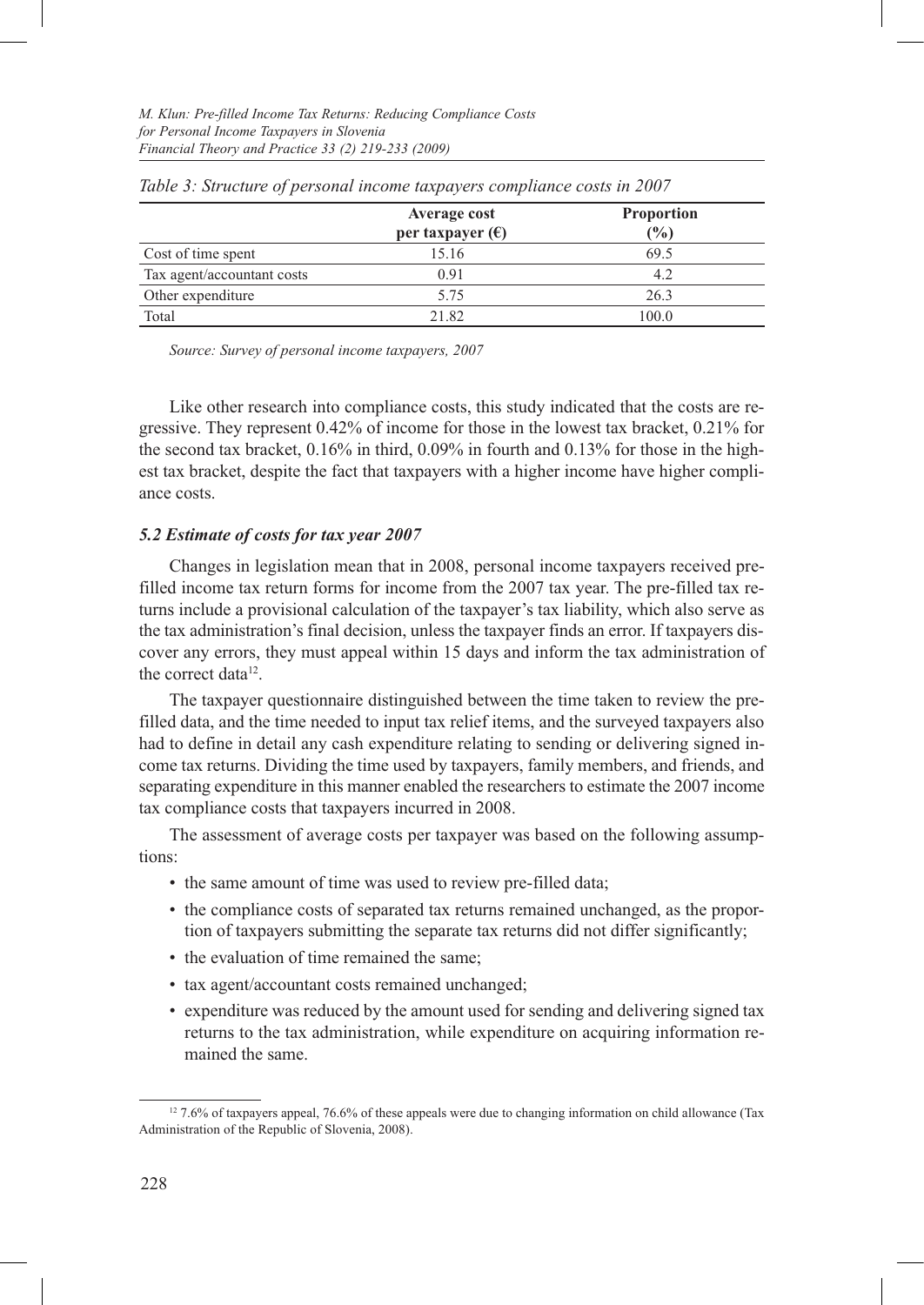*Table 3: Structure of personal income taxpayers compliance costs in 2007*

| | Average cost per taxpayer (€) | Proportion (%) |
|---|---|---|
| Cost of time spent | 15.16 | 69.5 |
| Tax agent/accountant costs | 0.91 | 4.2 |
| Other expenditure | 5.75 | 26.3 |
| Total | 21.82 | 100.0 |

*Source: Survey of personal income taxpayers, 2007*

Like other research into compliance costs, this study indicated that the costs are regressive. They represent 0.42% of income for those in the lowest tax bracket, 0.21% for the second tax bracket, 0.16% in third, 0.09% in fourth and 0.13% for those in the highest tax bracket, despite the fact that taxpayers with a higher income have higher compliance costs.

### *5.2 Estimate of costs for tax year 2007*

Changes in legislation mean that in 2008, personal income taxpayers received pre-filled income tax return forms for income from the 2007 tax year. The pre-filled tax returns include a provisional calculation of the taxpayer's tax liability, which also serve as the tax administration's final decision, unless the taxpayer finds an error. If taxpayers discover any errors, they must appeal within 15 days and inform the tax administration of the correct data[12].

The taxpayer questionnaire distinguished between the time taken to review the pre-filled data, and the time needed to input tax relief items, and the surveyed taxpayers also had to define in detail any cash expenditure relating to sending or delivering signed income tax returns. Dividing the time used by taxpayers, family members, and friends, and separating expenditure in this manner enabled the researchers to estimate the 2007 income tax compliance costs that taxpayers incurred in 2008.

The assessment of average costs per taxpayer was based on the following assumptions:

- the same amount of time was used to review pre-filled data;
- the compliance costs of separated tax returns remained unchanged, as the proportion of taxpayers submitting the separate tax returns did not differ significantly;
- the evaluation of time remained the same;
- tax agent/accountant costs remained unchanged;
- expenditure was reduced by the amount used for sending and delivering signed tax returns to the tax administration, while expenditure on acquiring information remained the same.

[12] 7.6% of taxpayers appeal, 76.6% of these appeals were due to changing information on child allowance (Tax Administration of the Republic of Slovenia, 2008).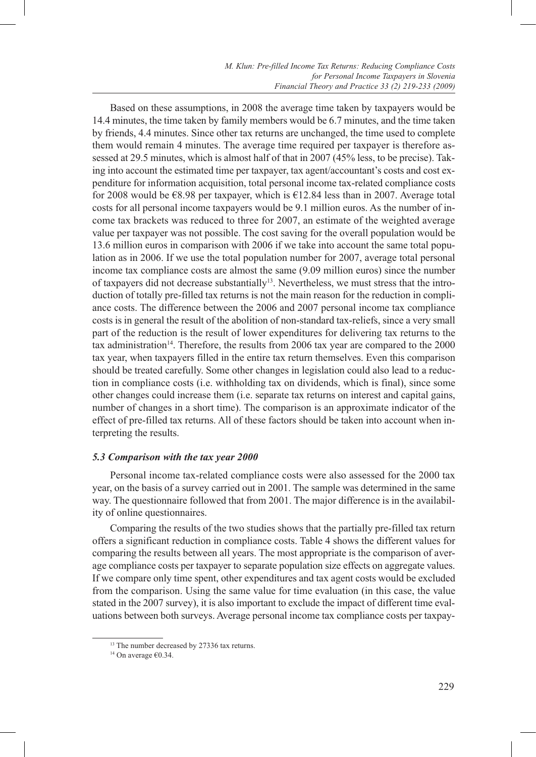Based on these assumptions, in 2008 the average time taken by taxpayers would be 14.4 minutes, the time taken by family members would be 6.7 minutes, and the time taken by friends, 4.4 minutes. Since other tax returns are unchanged, the time used to complete them would remain 4 minutes. The average time required per taxpayer is therefore assessed at 29.5 minutes, which is almost half of that in 2007 (45% less, to be precise). Taking into account the estimated time per taxpayer, tax agent/accountant's costs and cost expenditure for information acquisition, total personal income tax-related compliance costs for 2008 would be €8.98 per taxpayer, which is €12.84 less than in 2007. Average total costs for all personal income taxpayers would be 9.1 million euros. As the number of income tax brackets was reduced to three for 2007, an estimate of the weighted average value per taxpayer was not possible. The cost saving for the overall population would be 13.6 million euros in comparison with 2006 if we take into account the same total population as in 2006. If we use the total population number for 2007, average total personal income tax compliance costs are almost the same (9.09 million euros) since the number of taxpayers did not decrease substantially[13]. Nevertheless, we must stress that the introduction of totally pre-filled tax returns is not the main reason for the reduction in compliance costs. The difference between the 2006 and 2007 personal income tax compliance costs is in general the result of the abolition of non-standard tax-reliefs, since a very small part of the reduction is the result of lower expenditures for delivering tax returns to the tax administration[14]. Therefore, the results from 2006 tax year are compared to the 2000 tax year, when taxpayers filled in the entire tax return themselves. Even this comparison should be treated carefully. Some other changes in legislation could also lead to a reduction in compliance costs (i.e. withholding tax on dividends, which is final), since some other changes could increase them (i.e. separate tax returns on interest and capital gains, number of changes in a short time). The comparison is an approximate indicator of the effect of pre-filled tax returns. All of these factors should be taken into account when interpreting the results.

### *5.3 Comparison with the tax year 2000*

Personal income tax-related compliance costs were also assessed for the 2000 tax year, on the basis of a survey carried out in 2001. The sample was determined in the same way. The questionnaire followed that from 2001. The major difference is in the availability of online questionnaires.

Comparing the results of the two studies shows that the partially pre-filled tax return offers a significant reduction in compliance costs. Table 4 shows the different values for comparing the results between all years. The most appropriate is the comparison of average compliance costs per taxpayer to separate population size effects on aggregate values. If we compare only time spent, other expenditures and tax agent costs would be excluded from the comparison. Using the same value for time evaluation (in this case, the value stated in the 2007 survey), it is also important to exclude the impact of different time evaluations between both surveys. Average personal income tax compliance costs per taxpay-

[13] The number decreased by 27336 tax returns.

[14] On average €0.34.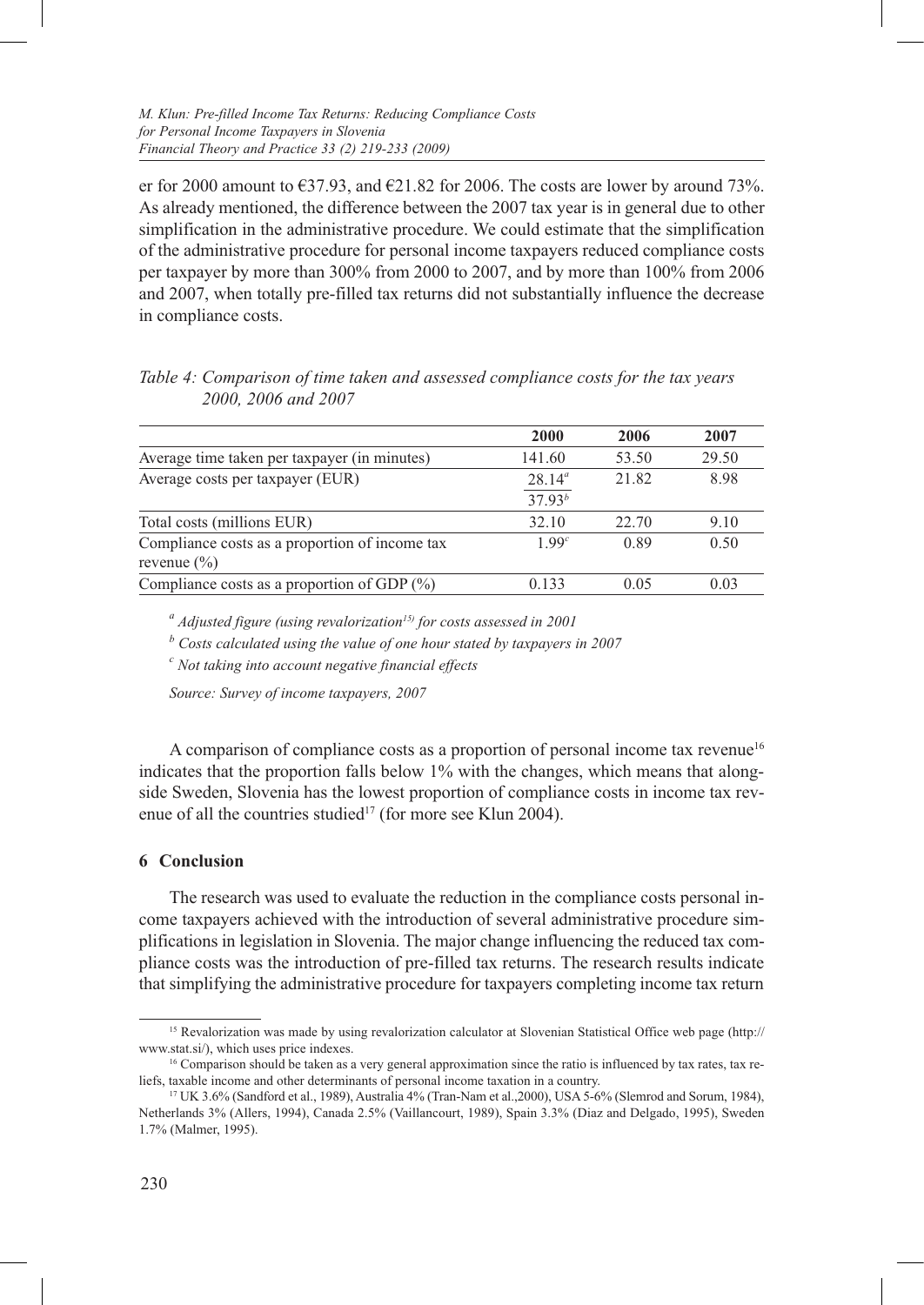er for 2000 amount to €37.93, and €21.82 for 2006. The costs are lower by around 73%. As already mentioned, the difference between the 2007 tax year is in general due to other simplification in the administrative procedure. We could estimate that the simplification of the administrative procedure for personal income taxpayers reduced compliance costs per taxpayer by more than 300% from 2000 to 2007, and by more than 100% from 2006 and 2007, when totally pre-filled tax returns did not substantially influence the decrease in compliance costs.

*Table 4: Comparison of time taken and assessed compliance costs for the tax years 2000, 2006 and 2007*

| | **2000** | **2006** | **2007** |
|---|---|---|---|
| Average time taken per taxpayer (in minutes) | 141.60 | 53.50 | 29.50 |
| Average costs per taxpayer (EUR) | 28.14[a] / 37.93[b] | 21.82 | 8.98 |
| Total costs (millions EUR) | 32.10 | 22.70 | 9.10 |
| Compliance costs as a proportion of income tax revenue (%) | 1.99[c] | 0.89 | 0.50 |
| Compliance costs as a proportion of GDP (%) | 0.133 | 0.05 | 0.03 |

[a] *Adjusted figure (using revalorization[15]) for costs assessed in 2001*

[b] *Costs calculated using the value of one hour stated by taxpayers in 2007*

[c] *Not taking into account negative financial effects*

*Source: Survey of income taxpayers, 2007*

A comparison of compliance costs as a proportion of personal income tax revenue[16] indicates that the proportion falls below 1% with the changes, which means that alongside Sweden, Slovenia has the lowest proportion of compliance costs in income tax revenue of all the countries studied[17] (for more see Klun 2004).

## 6 Conclusion

The research was used to evaluate the reduction in the compliance costs personal income taxpayers achieved with the introduction of several administrative procedure simplifications in legislation in Slovenia. The major change influencing the reduced tax compliance costs was the introduction of pre-filled tax returns. The research results indicate that simplifying the administrative procedure for taxpayers completing income tax return

---

[15] Revalorization was made by using revalorization calculator at Slovenian Statistical Office web page (http://www.stat.si/), which uses price indexes.

[16] Comparison should be taken as a very general approximation since the ratio is influenced by tax rates, tax reliefs, taxable income and other determinants of personal income taxation in a country.

[17] UK 3.6% (Sandford et al., 1989), Australia 4% (Tran-Nam et al.,2000), USA 5-6% (Slemrod and Sorum, 1984), Netherlands 3% (Allers, 1994), Canada 2.5% (Vaillancourt, 1989), Spain 3.3% (Diaz and Delgado, 1995), Sweden 1.7% (Malmer, 1995).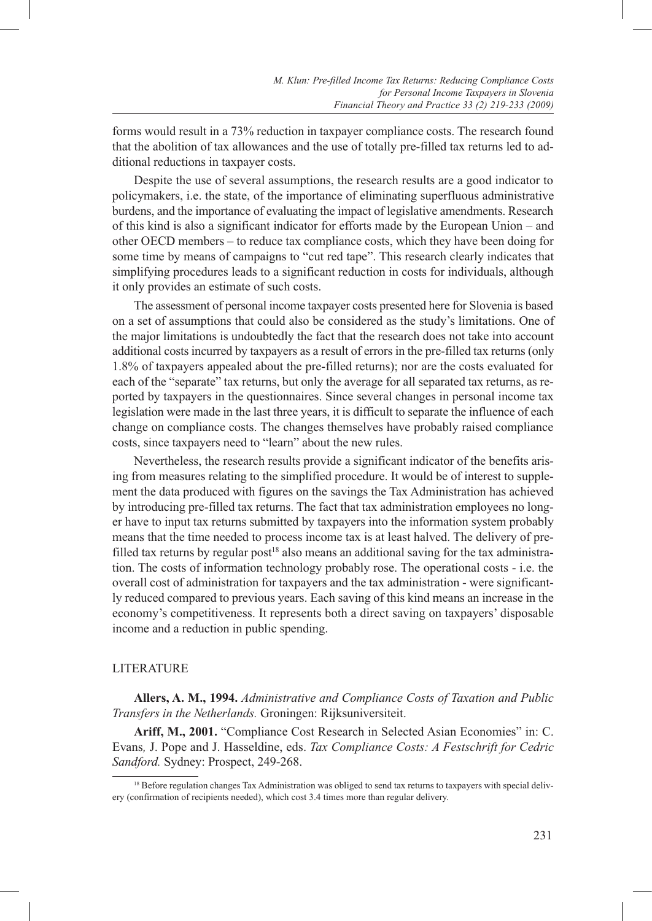forms would result in a 73% reduction in taxpayer compliance costs. The research found that the abolition of tax allowances and the use of totally pre-filled tax returns led to additional reductions in taxpayer costs.

Despite the use of several assumptions, the research results are a good indicator to policymakers, i.e. the state, of the importance of eliminating superfluous administrative burdens, and the importance of evaluating the impact of legislative amendments. Research of this kind is also a significant indicator for efforts made by the European Union – and other OECD members – to reduce tax compliance costs, which they have been doing for some time by means of campaigns to "cut red tape". This research clearly indicates that simplifying procedures leads to a significant reduction in costs for individuals, although it only provides an estimate of such costs.

The assessment of personal income taxpayer costs presented here for Slovenia is based on a set of assumptions that could also be considered as the study's limitations. One of the major limitations is undoubtedly the fact that the research does not take into account additional costs incurred by taxpayers as a result of errors in the pre-filled tax returns (only 1.8% of taxpayers appealed about the pre-filled returns); nor are the costs evaluated for each of the "separate" tax returns, but only the average for all separated tax returns, as reported by taxpayers in the questionnaires. Since several changes in personal income tax legislation were made in the last three years, it is difficult to separate the influence of each change on compliance costs. The changes themselves have probably raised compliance costs, since taxpayers need to "learn" about the new rules.

Nevertheless, the research results provide a significant indicator of the benefits arising from measures relating to the simplified procedure. It would be of interest to supplement the data produced with figures on the savings the Tax Administration has achieved by introducing pre-filled tax returns. The fact that tax administration employees no longer have to input tax returns submitted by taxpayers into the information system probably means that the time needed to process income tax is at least halved. The delivery of pre-filled tax returns by regular post[18] also means an additional saving for the tax administration. The costs of information technology probably rose. The operational costs - i.e. the overall cost of administration for taxpayers and the tax administration - were significantly reduced compared to previous years. Each saving of this kind means an increase in the economy's competitiveness. It represents both a direct saving on taxpayers' disposable income and a reduction in public spending.

## LITERATURE

**Allers, A. M., 1994.** *Administrative and Compliance Costs of Taxation and Public Transfers in the Netherlands.* Groningen: Rijksuniversiteit.

**Ariff, M., 2001.** "Compliance Cost Research in Selected Asian Economies" in: C. Evans*,* J. Pope and J. Hasseldine, eds. *Tax Compliance Costs: A Festschrift for Cedric Sandford.* Sydney: Prospect, 249-268.

[18] Before regulation changes Tax Administration was obliged to send tax returns to taxpayers with special delivery (confirmation of recipients needed), which cost 3.4 times more than regular delivery.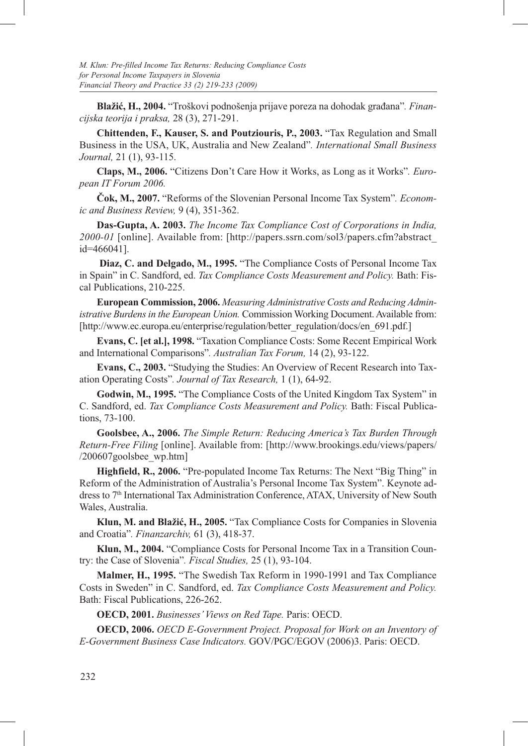**Blažić, H., 2004.** "Troškovi podnošenja prijave poreza na dohodak građana". *Financijska teorija i praksa,* 28 (3), 271-291.

**Chittenden, F., Kauser, S. and Poutziouris, P., 2003.** "Tax Regulation and Small Business in the USA, UK, Australia and New Zealand". *International Small Business Journal,* 21 (1), 93-115.

**Claps, M., 2006.** "Citizens Don't Care How it Works, as Long as it Works". *European IT Forum 2006.*

**Čok, M., 2007.** "Reforms of the Slovenian Personal Income Tax System". *Economic and Business Review,* 9 (4), 351-362.

**Das-Gupta, A. 2003.** *The Income Tax Compliance Cost of Corporations in India, 2000-01* [online]. Available from: [http://papers.ssrn.com/sol3/papers.cfm?abstract_id=466041].

**Diaz, C. and Delgado, M., 1995.** "The Compliance Costs of Personal Income Tax in Spain" in C. Sandford, ed. *Tax Compliance Costs Measurement and Policy.* Bath: Fiscal Publications, 210-225.

**European Commission, 2006.** *Measuring Administrative Costs and Reducing Administrative Burdens in the European Union.* Commission Working Document. Available from: [http://www.ec.europa.eu/enterprise/regulation/better_regulation/docs/en_691.pdf.]

**Evans, C. [et al.], 1998.** "Taxation Compliance Costs: Some Recent Empirical Work and International Comparisons". *Australian Tax Forum,* 14 (2), 93-122.

**Evans, C., 2003.** "Studying the Studies: An Overview of Recent Research into Taxation Operating Costs". *Journal of Tax Research,* 1 (1), 64-92.

**Godwin, M., 1995.** "The Compliance Costs of the United Kingdom Tax System" in C. Sandford, ed. *Tax Compliance Costs Measurement and Policy.* Bath: Fiscal Publications, 73-100.

**Goolsbee, A., 2006.** *The Simple Return: Reducing America's Tax Burden Through Return-Free Filing* [online]. Available from: [http://www.brookings.edu/views/papers//200607goolsbee_wp.htm]

**Highfield, R., 2006.** "Pre-populated Income Tax Returns: The Next "Big Thing" in Reform of the Administration of Australia's Personal Income Tax System". Keynote address to 7th International Tax Administration Conference, ATAX, University of New South Wales, Australia.

**Klun, M. and Blažić, H., 2005.** "Tax Compliance Costs for Companies in Slovenia and Croatia". *Finanzarchiv,* 61 (3), 418-37.

**Klun, M., 2004.** "Compliance Costs for Personal Income Tax in a Transition Country: the Case of Slovenia". *Fiscal Studies,* 25 (1), 93-104.

**Malmer, H., 1995.** "The Swedish Tax Reform in 1990-1991 and Tax Compliance Costs in Sweden" in C. Sandford, ed. *Tax Compliance Costs Measurement and Policy.* Bath: Fiscal Publications, 226-262.

**OECD, 2001.** *Businesses' Views on Red Tape.* Paris: OECD.

**OECD, 2006.** *OECD E-Government Project. Proposal for Work on an Inventory of E-Government Business Case Indicators.* GOV/PGC/EGOV (2006)3. Paris: OECD.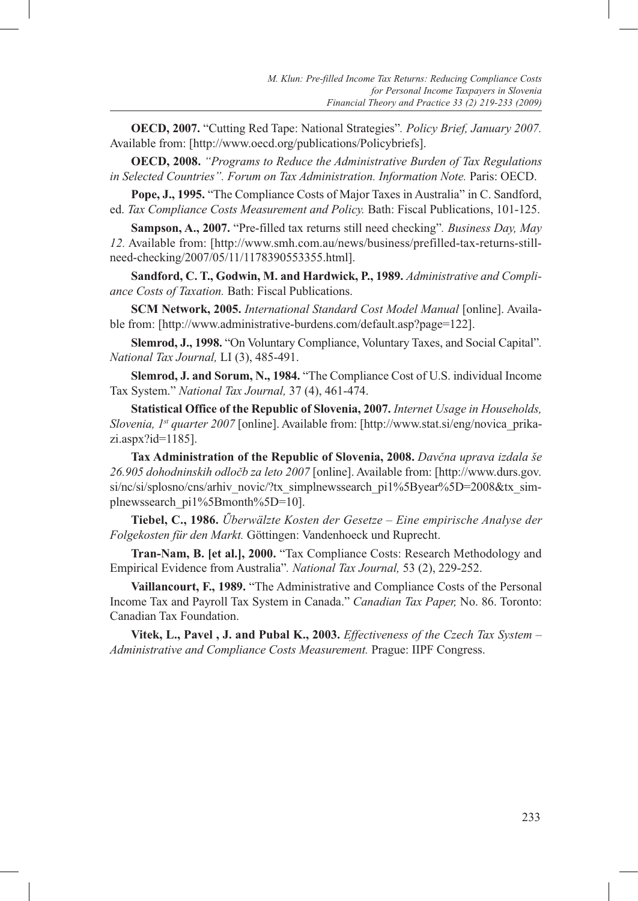**OECD, 2007.** "Cutting Red Tape: National Strategies"*. Policy Brief, January 2007.* Available from: [http://www.oecd.org/publications/Policybriefs].

**OECD, 2008.** *"Programs to Reduce the Administrative Burden of Tax Regulations in Selected Countries". Forum on Tax Administration. Information Note.* Paris: OECD.

**Pope, J., 1995.** "The Compliance Costs of Major Taxes in Australia" in C. Sandford, ed. *Tax Compliance Costs Measurement and Policy.* Bath: Fiscal Publications, 101-125.

**Sampson, A., 2007.** "Pre-filled tax returns still need checking"*. Business Day, May 12.* Available from: [http://www.smh.com.au/news/business/prefilled-tax-returns-still-need-checking/2007/05/11/1178390553355.html].

**Sandford, C. T., Godwin, M. and Hardwick, P., 1989.** *Administrative and Compliance Costs of Taxation.* Bath: Fiscal Publications.

**SCM Network, 2005.** *International Standard Cost Model Manual* [online]. Available from: [http://www.administrative-burdens.com/default.asp?page=122].

**Slemrod, J., 1998.** "On Voluntary Compliance, Voluntary Taxes, and Social Capital"*. National Tax Journal,* LI (3), 485-491.

**Slemrod, J. and Sorum, N., 1984.** "The Compliance Cost of U.S. individual Income Tax System." *National Tax Journal,* 37 (4), 461-474.

**Statistical Office of the Republic of Slovenia, 2007.** *Internet Usage in Households, Slovenia, 1st quarter 2007* [online]. Available from: [http://www.stat.si/eng/novica_prikazi.aspx?id=1185].

**Tax Administration of the Republic of Slovenia, 2008.** *Davčna uprava izdala še 26.905 dohodninskih odločb za leto 2007* [online]. Available from: [http://www.durs.gov.si/nc/si/splosno/cns/arhiv_novic/?tx_simplnewssearch_pi1%5Byear%5D=2008&tx_simplnewssearch_pi1%5Bmonth%5D=10].

**Tiebel, C., 1986.** *Űberwälzte Kosten der Gesetze – Eine empirische Analyse der Folgekosten für den Markt.* Göttingen: Vandenhoeck und Ruprecht.

**Tran-Nam, B. [et al.], 2000.** "Tax Compliance Costs: Research Methodology and Empirical Evidence from Australia"*. National Tax Journal,* 53 (2), 229-252.

**Vaillancourt, F., 1989.** "The Administrative and Compliance Costs of the Personal Income Tax and Payroll Tax System in Canada." *Canadian Tax Paper,* No. 86. Toronto: Canadian Tax Foundation.

**Vitek, L., Pavel , J. and Pubal K., 2003.** *Effectiveness of the Czech Tax System – Administrative and Compliance Costs Measurement.* Prague: IIPF Congress.